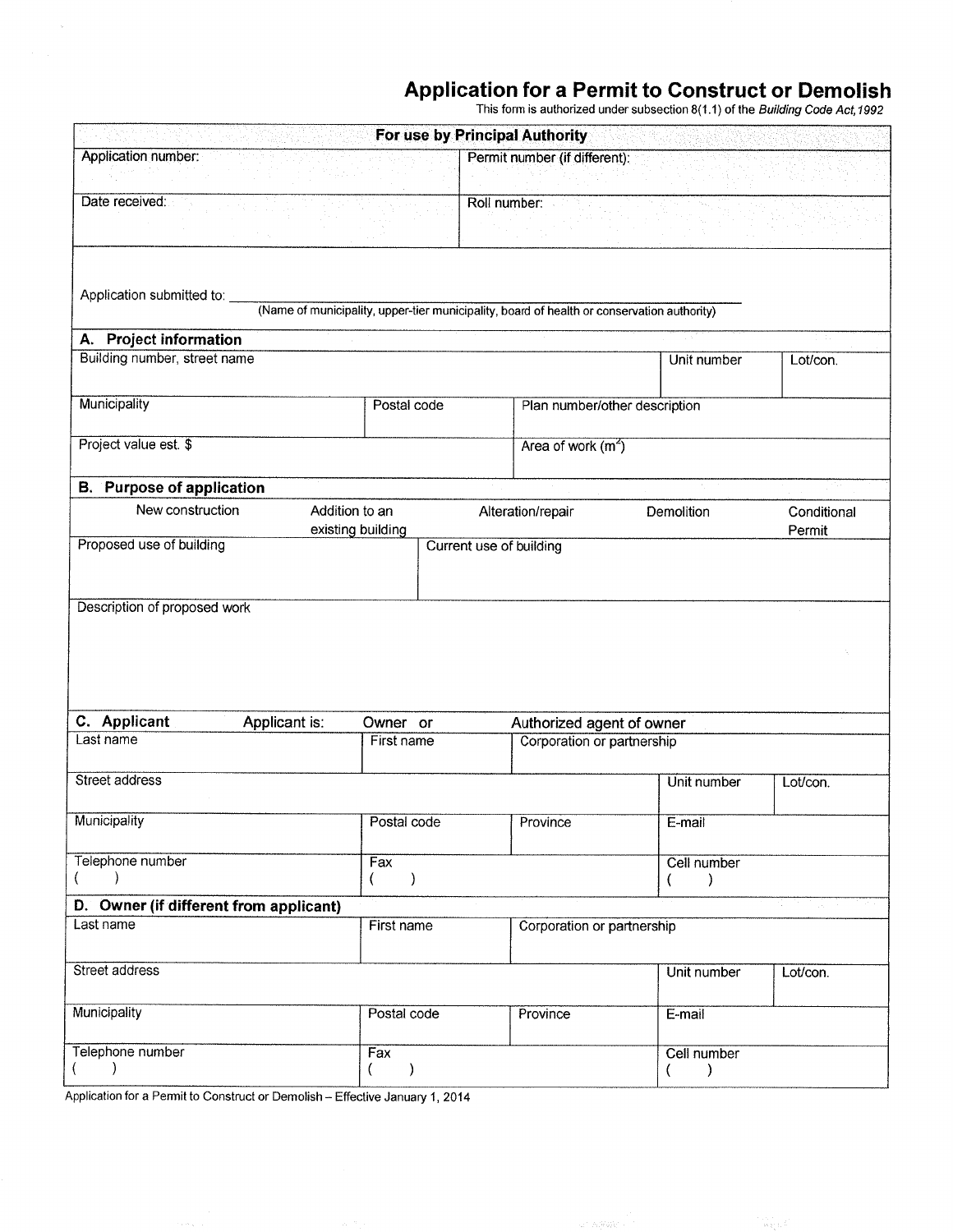# Application for a Permit to Construct or Demolish

This form is authorized under subsection 8(1.1) of the *Building Code Act, 1992*

| For use by Principal Authority | |
|---|---|
| Application number: | Permit number (if different): |
| Date received: | Roll number: |

Application submitted to: ______________________________
(Name of municipality, upper-tier municipality, board of health or conservation authority)

## A. Project information

| Building number, street name | | Unit number | Lot/con. |
|---|---|---|---|
| Municipality | Postal code | Plan number/other description | |
| Project value est. $ | | Area of work ($m^2$) | |

## B. Purpose of application

| New construction | Addition to an existing building | Alteration/repair | Demolition | Conditional Permit |
|---|---|---|---|---|

| Proposed use of building | Current use of building |
|---|---|

Description of proposed work

## C. Applicant

Applicant is: Owner or Authorized agent of owner

| Last name | First name | Corporation or partnership | | |
|---|---|---|---|---|
| Street address | | | Unit number | Lot/con. |
| Municipality | Postal code | Province | E-mail | |
| Telephone number ( ) | Fax ( ) | | Cell number ( ) | |

## D. Owner (if different from applicant)

| Last name | First name | Corporation or partnership | | |
|---|---|---|---|---|
| Street address | | | Unit number | Lot/con. |
| Municipality | Postal code | Province | E-mail | |
| Telephone number ( ) | Fax ( ) | | Cell number ( ) | |

Application for a Permit to Construct or Demolish – Effective January 1, 2014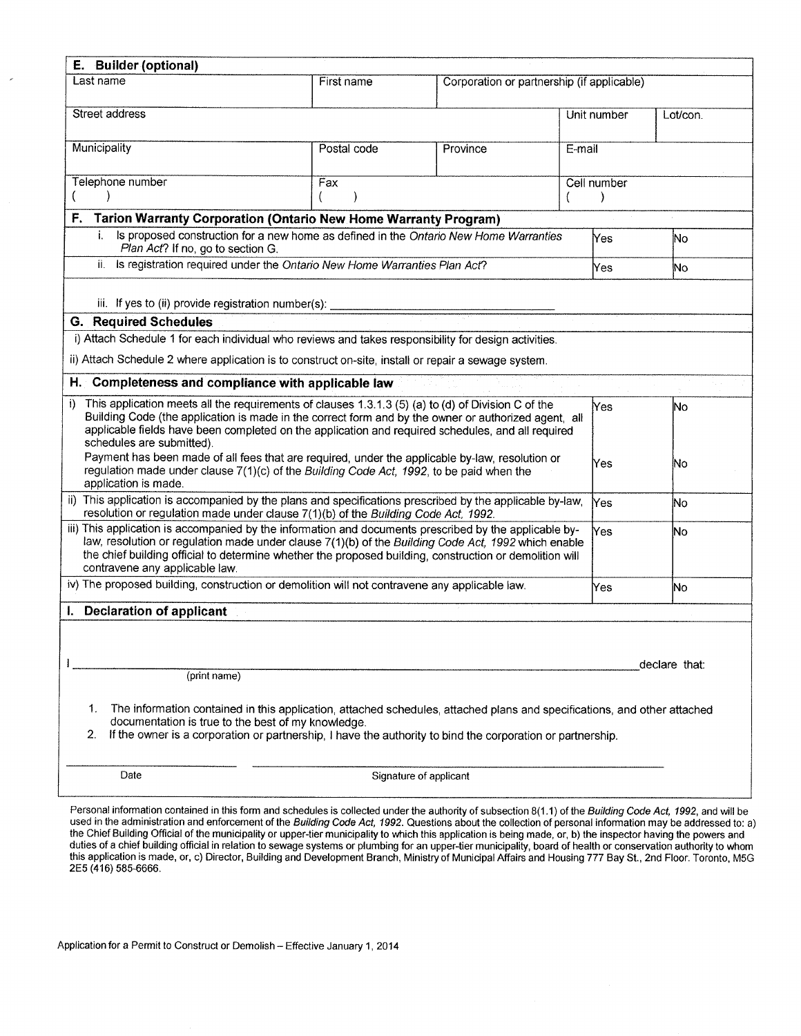## E. Builder (optional)

| Last name | First name | Corporation or partnership (if applicable) | | |
|---|---|---|---|---|
| Street address | | | Unit number | Lot/con. |
| Municipality | Postal code | Province | E-mail | |
| Telephone number ( ) | Fax ( ) | | Cell number ( ) | |

## F. Tarion Warranty Corporation (Ontario New Home Warranty Program)

| | | |
|---|---|---|
| i. Is proposed construction for a new home as defined in the *Ontario New Home Warranties Plan Act*? If no, go to section G. | Yes | No |
| ii. Is registration required under the *Ontario New Home Warranties Plan Act*? | Yes | No |
| iii. If yes to (ii) provide registration number(s): ______________________________ | | |

## G. Required Schedules

i) Attach Schedule 1 for each individual who reviews and takes responsibility for design activities.

ii) Attach Schedule 2 where application is to construct on-site, install or repair a sewage system.

## H. Completeness and compliance with applicable law

| | | |
|---|---|---|
| i) This application meets all the requirements of clauses 1.3.1.3 (5) (a) to (d) of Division C of the Building Code (the application is made in the correct form and by the owner or authorized agent, all applicable fields have been completed on the application and required schedules, and all required schedules are submitted). | Yes | No |
| Payment has been made of all fees that are required, under the applicable by-law, resolution or regulation made under clause 7(1)(c) of the *Building Code Act, 1992*, to be paid when the application is made. | Yes | No |
| ii) This application is accompanied by the plans and specifications prescribed by the applicable by-law, resolution or regulation made under clause 7(1)(b) of the *Building Code Act, 1992*. | Yes | No |
| iii) This application is accompanied by the information and documents prescribed by the applicable by-law, resolution or regulation made under clause 7(1)(b) of the *Building Code Act, 1992* which enable the chief building official to determine whether the proposed building, construction or demolition will contravene any applicable law. | Yes | No |
| iv) The proposed building, construction or demolition will not contravene any applicable law. | Yes | No |

## I. Declaration of applicant

I ______________________________________________ declare that:
(print name)

1. The information contained in this application, attached schedules, attached plans and specifications, and other attached documentation is true to the best of my knowledge.
2. If the owner is a corporation or partnership, I have the authority to bind the corporation or partnership.

______________________ Date

______________________________________ Signature of applicant

Personal information contained in this form and schedules is collected under the authority of subsection 8(1.1) of the *Building Code Act, 1992*, and will be used in the administration and enforcement of the *Building Code Act, 1992*. Questions about the collection of personal information may be addressed to: a) the Chief Building Official of the municipality or upper-tier municipality to which this application is being made, or, b) the inspector having the powers and duties of a chief building official in relation to sewage systems or plumbing for an upper-tier municipality, board of health or conservation authority to whom this application is made, or, c) Director, Building and Development Branch, Ministry of Municipal Affairs and Housing 777 Bay St., 2nd Floor. Toronto, M5G 2E5 (416) 585-6666.

Application for a Permit to Construct or Demolish – Effective January 1, 2014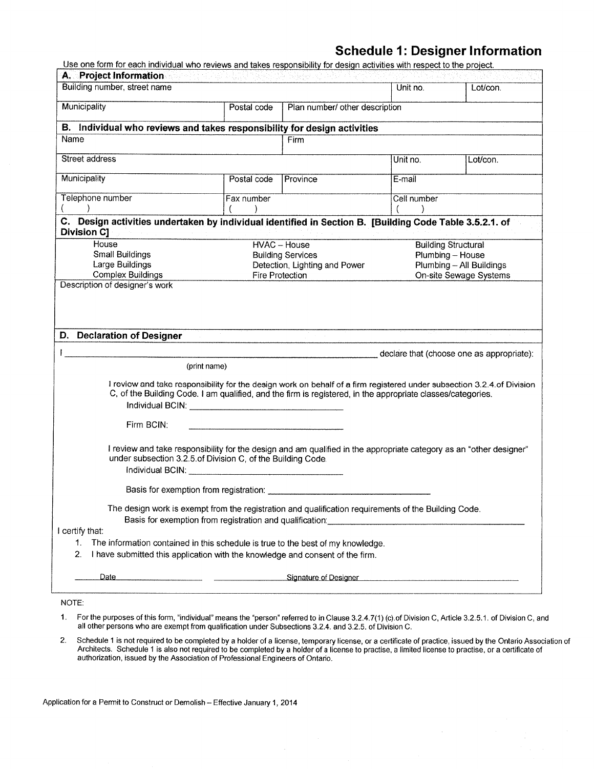# Schedule 1: Designer Information

Use one form for each individual who reviews and takes responsibility for design activities with respect to the project.

## A. Project Information

| Building number, street name | | | Unit no. | Lot/con. |
|---|---|---|---|---|
| | | | | |
| **Municipality** | **Postal code** | **Plan number/ other description** | | |
| | | | | |

## B. Individual who reviews and takes responsibility for design activities

| Name | | Firm | | |
|---|---|---|---|---|
| | | | | |
| **Street address** | | | **Unit no.** | **Lot/con.** |
| | | | | |
| **Municipality** | **Postal code** | **Province** | **E-mail** | |
| | | | | |
| **Telephone number** | **Fax number** | | **Cell number** | |
| ( ) | ( ) | | ( ) | |

## C. Design activities undertaken by individual identified in Section B. [Building Code Table 3.5.2.1. of Division C]

| | | |
|---|---|---|
| House | HVAC – House | Building Structural |
| Small Buildings | Building Services | Plumbing – House |
| Large Buildings | Detection, Lighting and Power | Plumbing – All Buildings |
| Complex Buildings | Fire Protection | On-site Sewage Systems |

Description of designer's work

## D. Declaration of Designer

I ______________________________ declare that (choose one as appropriate):
(print name)

I review and take responsibility for the design work on behalf of a firm registered under subsection 3.2.4.of Division C, of the Building Code. I am qualified, and the firm is registered, in the appropriate classes/categories.

Individual BCIN: ______________________

Firm BCIN: ______________________

I review and take responsibility for the design and am qualified in the appropriate category as an "other designer" under subsection 3.2.5.of Division C, of the Building Code.

Individual BCIN: ______________________

Basis for exemption from registration: ______________________

The design work is exempt from the registration and qualification requirements of the Building Code.

Basis for exemption from registration and qualification: ______________________

I certify that:

1. The information contained in this schedule is true to the best of my knowledge.
2. I have submitted this application with the knowledge and consent of the firm.

______ Date ______ ______ Signature of Designer ______

NOTE:

1. For the purposes of this form, "individual" means the "person" referred to in Clause 3.2.4.7(1) (c).of Division C, Article 3.2.5.1. of Division C, and all other persons who are exempt from qualification under Subsections 3.2.4. and 3.2.5. of Division C.
2. Schedule 1 is not required to be completed by a holder of a license, temporary license, or a certificate of practice, issued by the Ontario Association of Architects. Schedule 1 is also not required to be completed by a holder of a license to practise, a limited license to practise, or a certificate of authorization, issued by the Association of Professional Engineers of Ontario.

Application for a Permit to Construct or Demolish – Effective January 1, 2014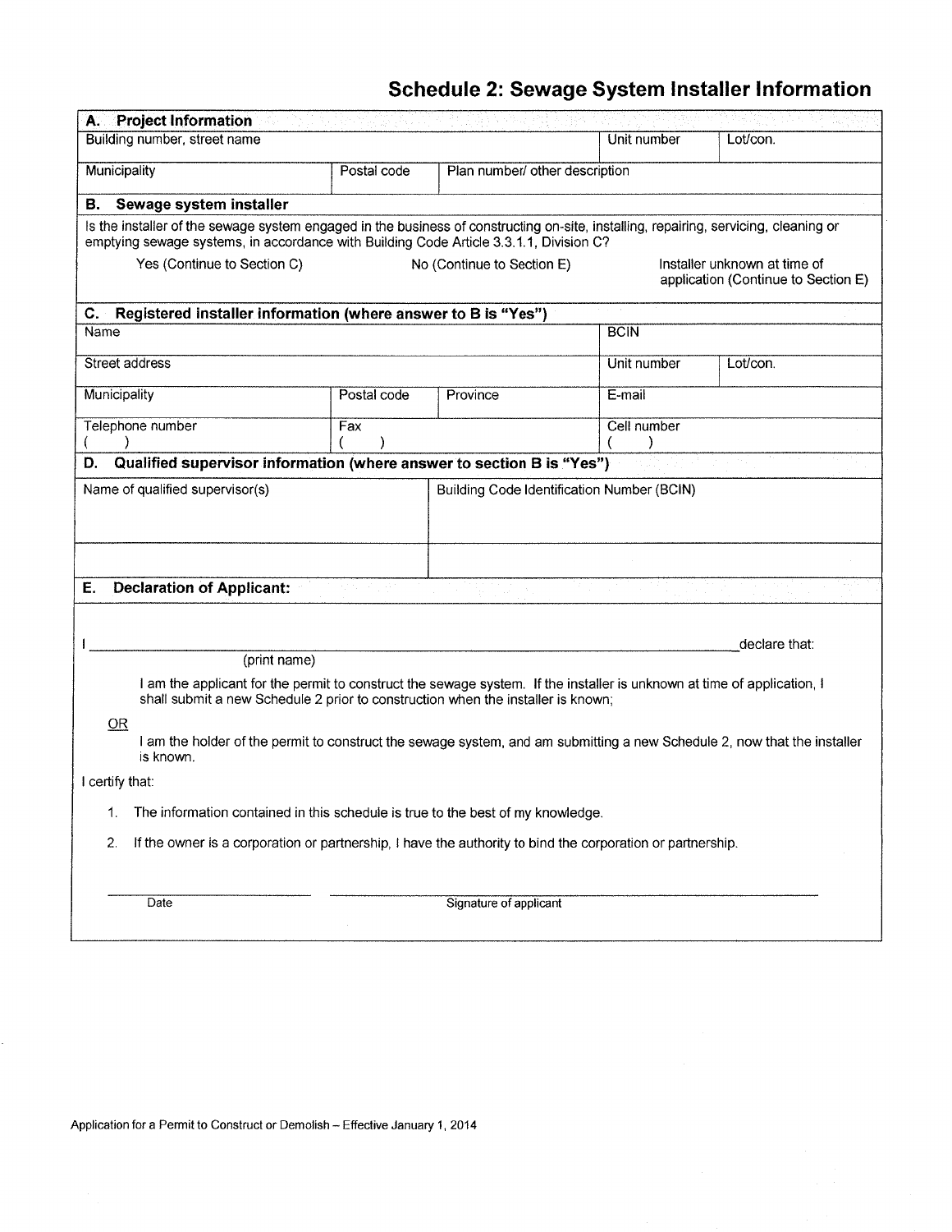# Schedule 2: Sewage System Installer Information

| **A. Project Information** | | | | |
|---|---|---|---|---|
| Building number, street name | | | Unit number | Lot/con. |
| Municipality | Postal code | Plan number/ other description | | |

**B. Sewage system installer**

Is the installer of the sewage system engaged in the business of constructing on-site, installing, repairing, servicing, cleaning or emptying sewage systems, in accordance with Building Code Article 3.3.1.1, Division C?

Yes (Continue to Section C) | No (Continue to Section E) | Installer unknown at time of application (Continue to Section E)

| **C. Registered installer information (where answer to B is "Yes")** | | | | |
|---|---|---|---|---|
| Name | | | BCIN | |
| Street address | | | Unit number | Lot/con. |
| Municipality | Postal code | Province | E-mail | |
| Telephone number ( ) | Fax ( ) | | Cell number ( ) | |

| **D. Qualified supervisor information (where answer to section B is "Yes")** | |
|---|---|
| Name of qualified supervisor(s) | Building Code Identification Number (BCIN) |
| | |

**E. Declaration of Applicant:**

I _______________________________________________ declare that:
(print name)

I am the applicant for the permit to construct the sewage system. If the installer is unknown at time of application, I shall submit a new Schedule 2 prior to construction when the installer is known;

OR

I am the holder of the permit to construct the sewage system, and am submitting a new Schedule 2, now that the installer is known.

I certify that:

1. The information contained in this schedule is true to the best of my knowledge.
2. If the owner is a corporation or partnership, I have the authority to bind the corporation or partnership.

_______________________ Date

_______________________________________ Signature of applicant

Application for a Permit to Construct or Demolish – Effective January 1, 2014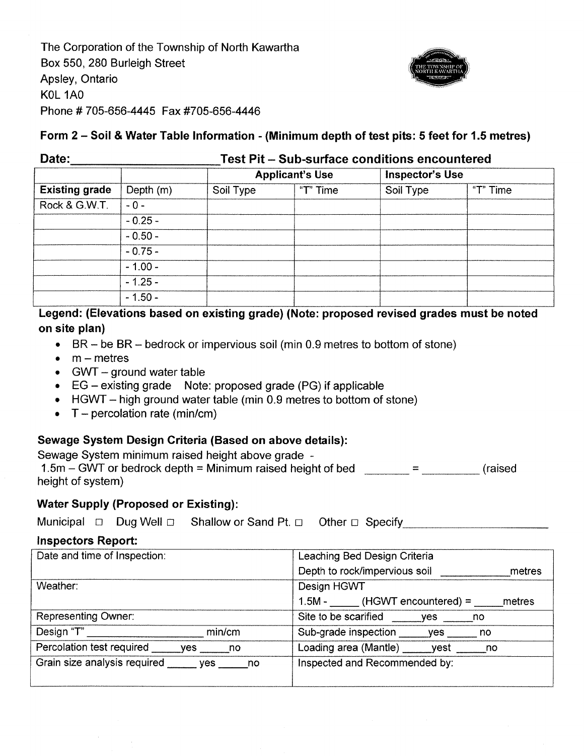The Corporation of the Township of North Kawartha
Box 550, 280 Burleigh Street
Apsley, Ontario
K0L 1A0
Phone # 705-656-4445 Fax #705-656-4446

### Form 2 – Soil & Water Table Information - (Minimum depth of test pits: 5 feet for 1.5 metres)

**Date:\_\_\_\_\_\_\_\_\_\_\_\_\_\_\_\_\_\_\_\_\_ Test Pit – Sub-surface conditions encountered**

| | | Applicant's Use | | Inspector's Use | |
|---|---|---|---|---|---|
| **Existing grade** | Depth (m) | Soil Type | "T" Time | Soil Type | "T" Time |
| Rock & G.W.T. | - 0 - | | | | |
| | - 0.25 - | | | | |
| | - 0.50 - | | | | |
| | - 0.75 - | | | | |
| | - 1.00 - | | | | |
| | - 1.25 - | | | | |
| | - 1.50 - | | | | |

**Legend: (Elevations based on existing grade) (Note: proposed revised grades must be noted on site plan)**

- BR – be BR – bedrock or impervious soil (min 0.9 metres to bottom of stone)
- m – metres
- GWT – ground water table
- EG – existing grade   Note: proposed grade (PG) if applicable
- HGWT – high ground water table (min 0.9 metres to bottom of stone)
- T – percolation rate (min/cm)

**Sewage System Design Criteria (Based on above details):**

Sewage System minimum raised height above grade -
1.5m – GWT or bedrock depth = Minimum raised height of bed \_\_\_\_\_\_\_ = \_\_\_\_\_\_\_\_\_ (raised height of system)

**Water Supply (Proposed or Existing):**

Municipal ☐ Dug Well ☐ Shallow or Sand Pt. ☐ Other ☐ Specify\_\_\_\_\_\_\_\_\_\_\_\_\_\_\_\_\_\_\_\_\_\_

**Inspectors Report:**

| | |
|---|---|
| Date and time of Inspection: | Leaching Bed Design Criteria<br>Depth to rock/impervious soil \_\_\_\_\_\_\_\_\_\_\_metres |
| Weather: | Design HGWT<br>1.5M - \_\_\_\_\_ (HGWT encountered) = \_\_\_\_\_metres |
| Representing Owner: | Site to be scarified \_\_\_\_\_yes \_\_\_\_\_no |
| Design "T" \_\_\_\_\_\_\_\_\_\_\_\_\_\_\_\_\_\_\_ min/cm | Sub-grade inspection \_\_\_\_\_yes \_\_\_\_\_ no |
| Percolation test required \_\_\_\_\_yes \_\_\_\_\_no | Loading area (Mantle) \_\_\_\_\_yest \_\_\_\_\_no |
| Grain size analysis required \_\_\_\_\_ yes \_\_\_\_\_no | Inspected and Recommended by: |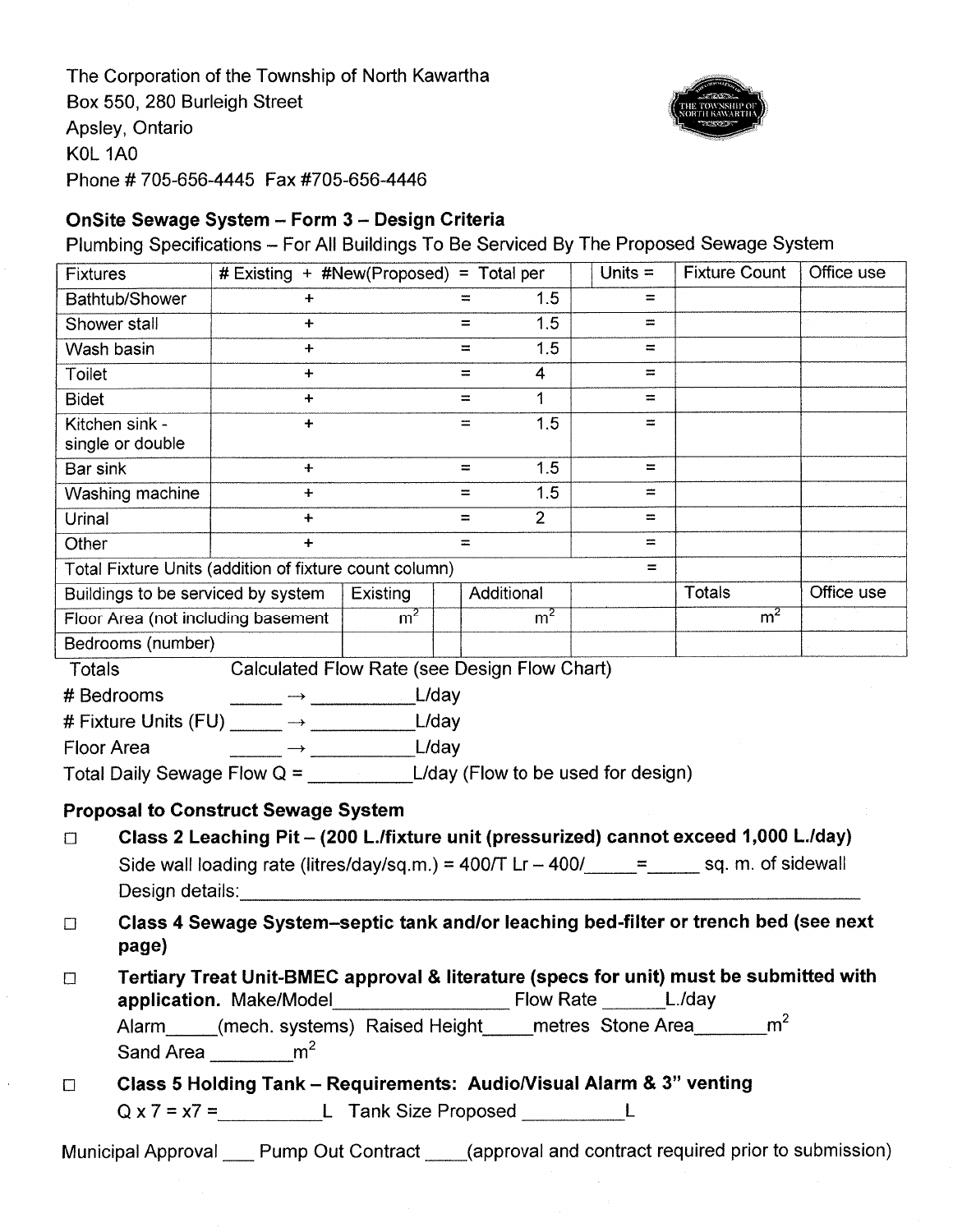The Corporation of the Township of North Kawartha
Box 550, 280 Burleigh Street
Apsley, Ontario
K0L 1A0
Phone # 705-656-4445 Fax #705-656-4446

## OnSite Sewage System – Form 3 – Design Criteria

Plumbing Specifications – For All Buildings To Be Serviced By The Proposed Sewage System

| Fixtures | # Existing + #New(Proposed) = Total per | | | Units = | Fixture Count | Office use |
|---|---|---|---|---|---|---|
| Bathtub/Shower | + | = | 1.5 | = | | |
| Shower stall | + | = | 1.5 | = | | |
| Wash basin | + | = | 1.5 | = | | |
| Toilet | + | = | 4 | = | | |
| Bidet | + | = | 1 | = | | |
| Kitchen sink - single or double | + | = | 1.5 | = | | |
| Bar sink | + | = | 1.5 | = | | |
| Washing machine | + | = | 1.5 | = | | |
| Urinal | + | = | 2 | = | | |
| Other | + | = | | = | | |
| Total Fixture Units (addition of fixture count column) | | | | = | | |
| Buildings to be serviced by system | Existing | Additional | | | Totals | Office use |
| Floor Area (not including basement | $m^2$ | $m^2$ | | | $m^2$ | |
| Bedrooms (number) | | | | | | |

Totals Calculated Flow Rate (see Design Flow Chart)

\# Bedrooms \_\_\_\_\_ → \_\_\_\_\_\_\_\_\_\_L/day

\# Fixture Units (FU) \_\_\_\_\_ → \_\_\_\_\_\_\_\_\_\_L/day

Floor Area \_\_\_\_\_ → \_\_\_\_\_\_\_\_\_\_L/day

Total Daily Sewage Flow Q = \_\_\_\_\_\_\_\_\_\_L/day (Flow to be used for design)

### Proposal to Construct Sewage System

- ☐ **Class 2 Leaching Pit – (200 L./fixture unit (pressurized) cannot exceed 1,000 L./day)**
  Side wall loading rate (litres/day/sq.m.) = 400/T Lr – 400/\_\_\_\_\_=\_\_\_\_\_ sq. m. of sidewall
  Design details:\_\_\_\_\_\_\_\_\_\_\_\_\_\_\_\_\_\_\_\_\_\_\_\_\_\_\_\_\_\_\_\_\_\_\_\_\_\_\_\_\_\_\_\_

- ☐ **Class 4 Sewage System–septic tank and/or leaching bed-filter or trench bed (see next page)**

- ☐ **Tertiary Treat Unit-BMEC approval & literature (specs for unit) must be submitted with application.** Make/Model\_\_\_\_\_\_\_\_\_\_\_\_\_\_\_\_\_ Flow Rate \_\_\_\_\_\_L./day
  Alarm\_\_\_\_\_(mech. systems) Raised Height\_\_\_\_\_metres Stone Area\_\_\_\_\_\_\_$m^2$
  Sand Area \_\_\_\_\_\_\_\_$m^2$

- ☐ **Class 5 Holding Tank – Requirements: Audio/Visual Alarm & 3" venting**
  Q x 7 = x7 =\_\_\_\_\_\_\_\_\_\_L Tank Size Proposed \_\_\_\_\_\_\_\_\_\_L

Municipal Approval \_\_\_ Pump Out Contract \_\_\_\_(approval and contract required prior to submission)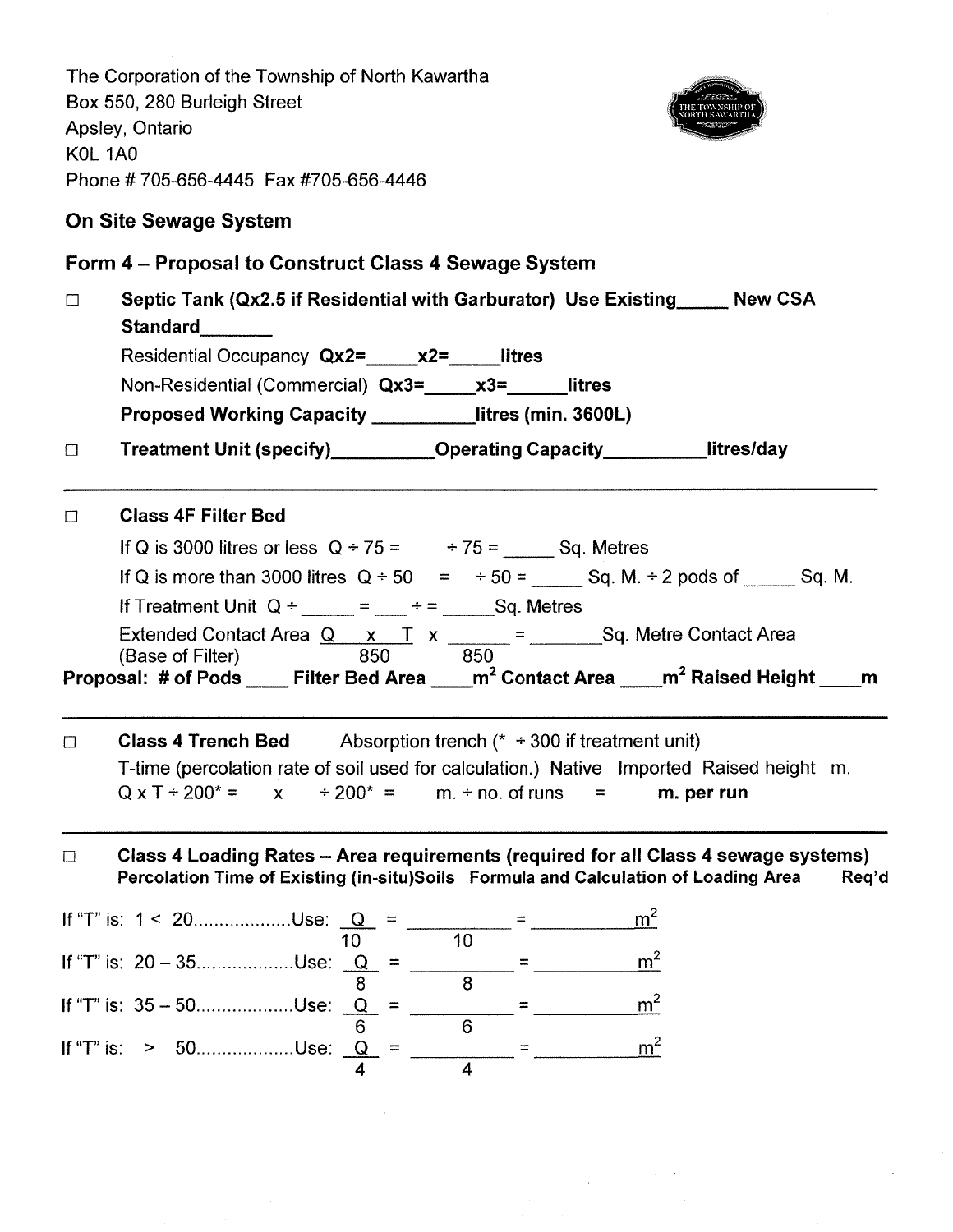The Corporation of the Township of North Kawartha
Box 550, 280 Burleigh Street
Apsley, Ontario
K0L 1A0
Phone # 705-656-4445 Fax #705-656-4446

## On Site Sewage System

## Form 4 – Proposal to Construct Class 4 Sewage System

☐ **Septic Tank (Qx2.5 if Residential with Garburator) Use Existing_____ New CSA Standard_______**

Residential Occupancy **Qx2=_____x2=_____litres**

Non-Residential (Commercial) **Qx3=_____x3=______litres**

**Proposed Working Capacity __________litres (min. 3600L)**

☐ **Treatment Unit (specify)__________Operating Capacity__________litres/day**

---

☐ **Class 4F Filter Bed**

If Q is 3000 litres or less Q ÷ 75 = ÷ 75 = _____ Sq. Metres

If Q is more than 3000 litres Q ÷ 50 = ÷ 50 = _____ Sq. M. ÷ 2 pods of _____ Sq. M.

If Treatment Unit Q ÷ _____ = ___ ÷ = _____Sq. Metres

Extended Contact Area $\frac{Q \quad x \quad T}{850}$ x $\frac{\_\_\_\_\_\_}{850}$ = _______Sq. Metre Contact Area
(Base of Filter)

**Proposal: # of Pods ____ Filter Bed Area ____$m^2$ Contact Area ____$m^2$ Raised Height ____m**

---

☐ **Class 4 Trench Bed** Absorption trench (* ÷ 300 if treatment unit)

T-time (percolation rate of soil used for calculation.) Native Imported Raised height m.

Q x T ÷ 200* = x ÷ 200* = m. ÷ no. of runs = **m. per run**

---

☐ **Class 4 Loading Rates – Area requirements (required for all Class 4 sewage systems)**
**Percolation Time of Existing (in-situ)Soils Formula and Calculation of Loading Area Req'd**

If "T" is: 1 < 20...................Use: $\frac{Q}{10}$ = $\frac{\_\_\_\_\_\_\_\_\_\_}{10}$ = __________$m^2$

If "T" is: 20 – 35...................Use: $\frac{Q}{8}$ = $\frac{\_\_\_\_\_\_\_\_\_\_}{8}$ = __________$m^2$

If "T" is: 35 – 50...................Use: $\frac{Q}{6}$ = $\frac{\_\_\_\_\_\_\_\_\_\_}{6}$ = __________$m^2$

If "T" is: > 50...................Use: $\frac{Q}{4}$ = $\frac{\_\_\_\_\_\_\_\_\_\_}{4}$ = __________$m^2$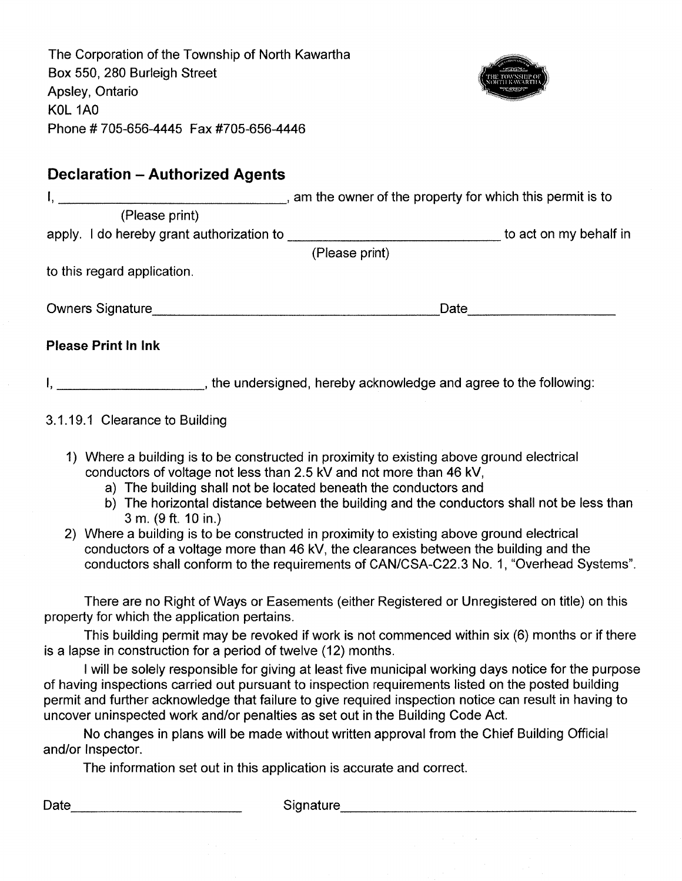The Corporation of the Township of North Kawartha
Box 550, 280 Burleigh Street
Apsley, Ontario
K0L 1A0
Phone # 705-656-4445 Fax #705-656-4446

## Declaration – Authorized Agents

I, ______________________________, am the owner of the property for which this permit is to
(Please print)
apply. I do hereby grant authorization to ___________________________ to act on my behalf in
(Please print)
to this regard application.

Owners Signature_____________________________________ Date__________________

**Please Print In Ink**

I, ____________________, the undersigned, hereby acknowledge and agree to the following:

3.1.19.1 Clearance to Building

1) Where a building is to be constructed in proximity to existing above ground electrical conductors of voltage not less than 2.5 kV and not more than 46 kV,
   a) The building shall not be located beneath the conductors and
   b) The horizontal distance between the building and the conductors shall not be less than 3 m. (9 ft. 10 in.)
2) Where a building is to be constructed in proximity to existing above ground electrical conductors of a voltage more than 46 kV, the clearances between the building and the conductors shall conform to the requirements of CAN/CSA-C22.3 No. 1, "Overhead Systems".

There are no Right of Ways or Easements (either Registered or Unregistered on title) on this property for which the application pertains.

This building permit may be revoked if work is not commenced within six (6) months or if there is a lapse in construction for a period of twelve (12) months.

I will be solely responsible for giving at least five municipal working days notice for the purpose of having inspections carried out pursuant to inspection requirements listed on the posted building permit and further acknowledge that failure to give required inspection notice can result in having to uncover uninspected work and/or penalties as set out in the Building Code Act.

No changes in plans will be made without written approval from the Chief Building Official and/or Inspector.

The information set out in this application is accurate and correct.

Date______________________ Signature________________________________________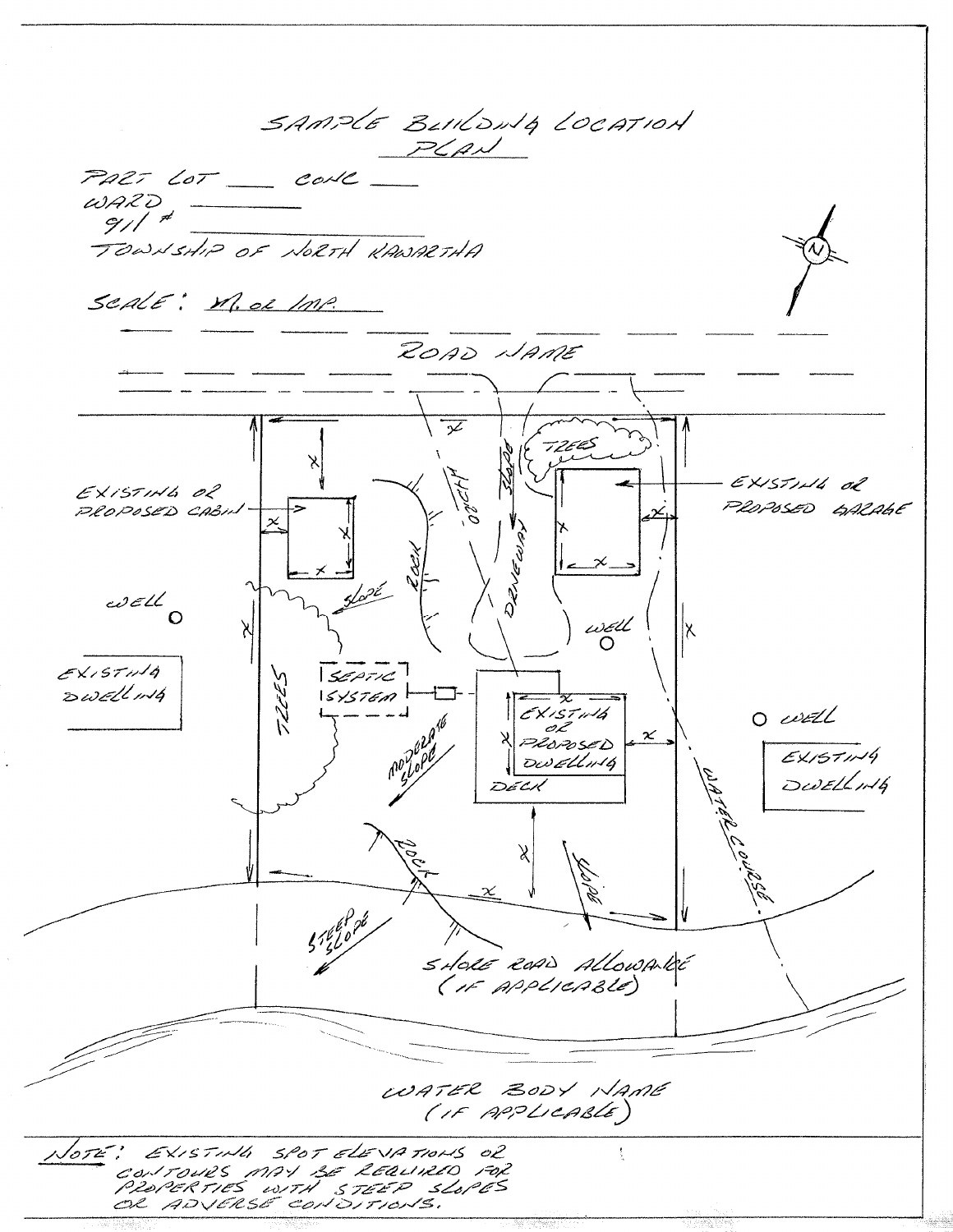# SAMPLE BUILDING LOCATION PLAN

PART LOT ___ CONC ___
WARD ______
911 # ______________
TOWNSHIP OF NORTH KAWARTHA

SCALE: M. or IMP.

ROAD NAME

EXISTING OR PROPOSED CABIN

EXISTING OR PROPOSED GARAGE

TREES

DITCH

SLOPE

DRIVEWAY

ROCK

WELL

EXISTING DWELLING

SEPTIC SYSTEM

EXISTING OR PROPOSED DWELLING

DECK

MODERATE SLOPE

WATER COURSE

STEEP SLOPE

SHORE ROAD ALLOWANCE (IF APPLICABLE)

WATER BODY NAME (IF APPLICABLE)

NOTE: EXISTING SPOT ELEVATIONS OR CONTOURS MAY BE REQUIRED FOR PROPERTIES WITH STEEP SLOPES OR ADVERSE CONDITIONS.